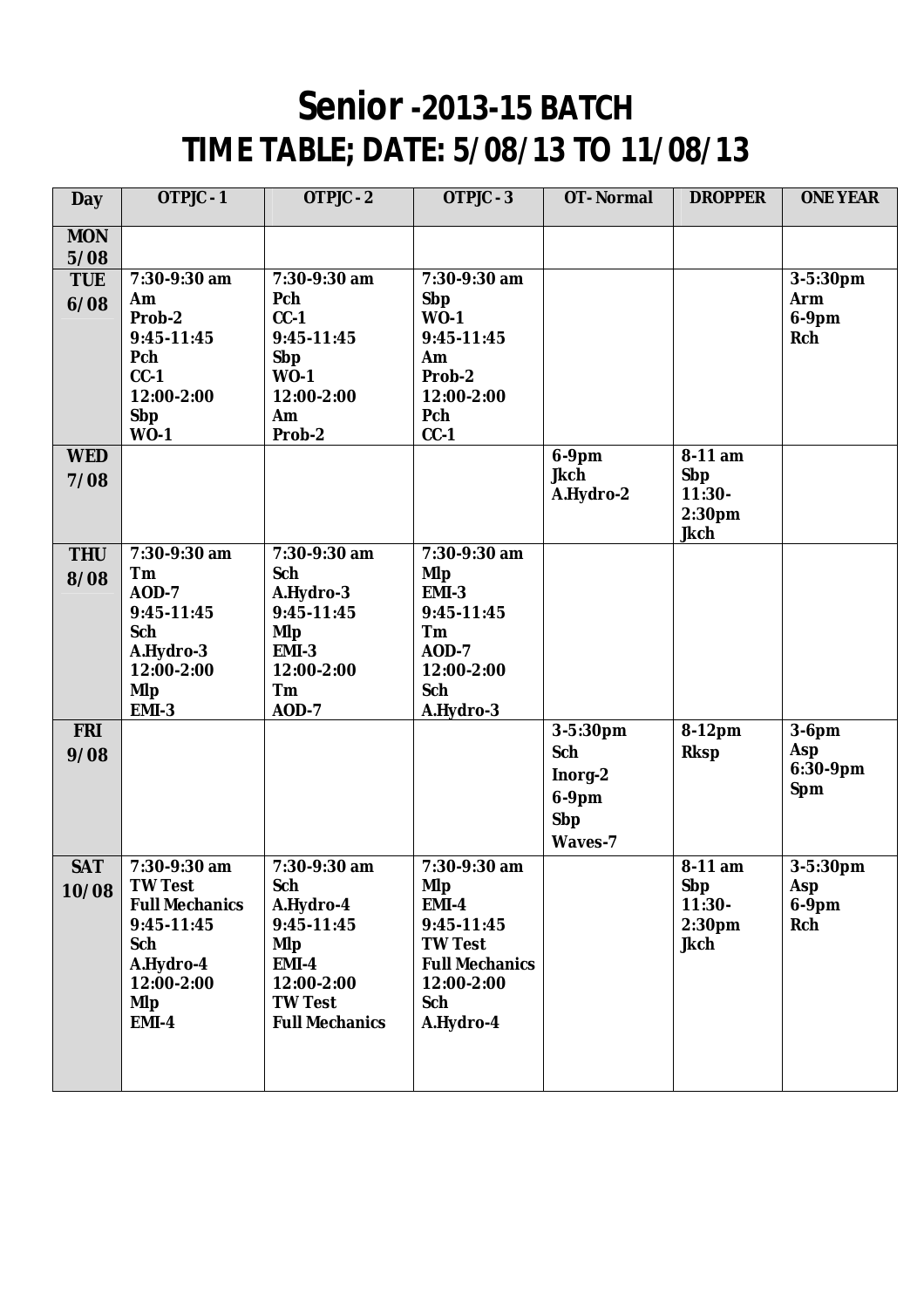# Senior -2013-15 BATCH
# TIME TABLE; DATE: 5/08/13 TO 11/08/13

| Day | OTPJC - 1 | OTPJC - 2 | OTPJC - 3 | OT- Normal | DROPPER | ONE YEAR |
|---|---|---|---|---|---|---|
| MON 5/08 | | | | | | |
| TUE 6/08 | 7:30-9:30 am Am Prob-2 9:45-11:45 Pch CC-1 12:00-2:00 Sbp WO-1 | 7:30-9:30 am Pch CC-1 9:45-11:45 Sbp WO-1 12:00-2:00 Am Prob-2 | 7:30-9:30 am Sbp WO-1 9:45-11:45 Am Prob-2 12:00-2:00 Pch CC-1 | | | 3-5:30pm Arm 6-9pm Rch |
| WED 7/08 | | | | 6-9pm Jkch A.Hydro-2 | 8-11 am Sbp 11:30-2:30pm Jkch | |
| THU 8/08 | 7:30-9:30 am Tm AOD-7 9:45-11:45 Sch A.Hydro-3 12:00-2:00 Mlp EMI-3 | 7:30-9:30 am Sch A.Hydro-3 9:45-11:45 Mlp EMI-3 12:00-2:00 Tm AOD-7 | 7:30-9:30 am Mlp EMI-3 9:45-11:45 Tm AOD-7 12:00-2:00 Sch A.Hydro-3 | | | |
| FRI 9/08 | | | | 3-5:30pm Sch Inorg-2 6-9pm Sbp Waves-7 | 8-12pm Rksp | 3-6pm Asp 6:30-9pm Spm |
| SAT 10/08 | 7:30-9:30 am TW Test Full Mechanics 9:45-11:45 Sch A.Hydro-4 12:00-2:00 Mlp EMI-4 | 7:30-9:30 am Sch A.Hydro-4 9:45-11:45 Mlp EMI-4 12:00-2:00 TW Test Full Mechanics | 7:30-9:30 am Mlp EMI-4 9:45-11:45 TW Test Full Mechanics 12:00-2:00 Sch A.Hydro-4 | | 8-11 am Sbp 11:30-2:30pm Jkch | 3-5:30pm Asp 6-9pm Rch |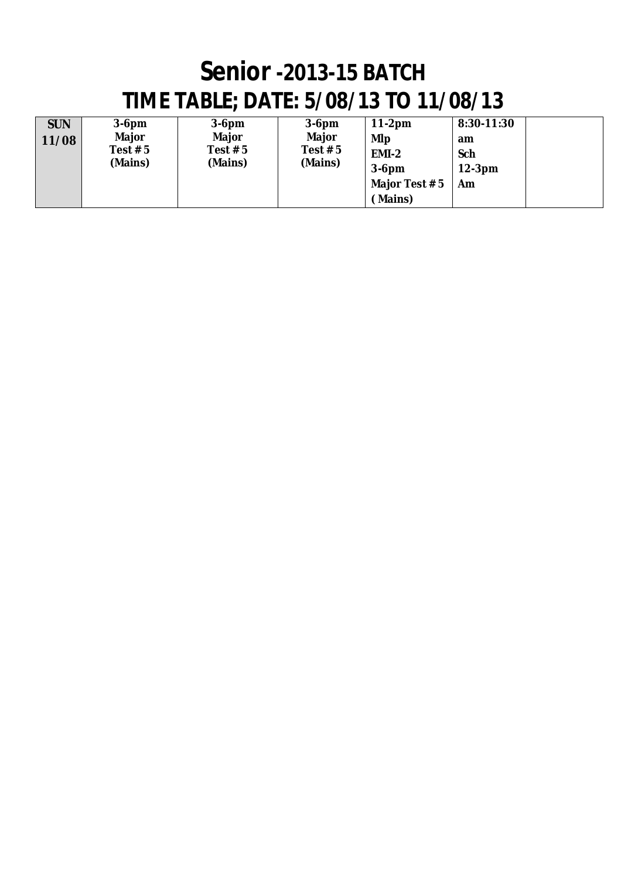# Senior -2013-15 BATCH

# TIME TABLE; DATE: 5/08/13 TO 11/08/13

| | | | | | | |
|---|---|---|---|---|---|---|
| **SUN 11/08** | **3-6pm Major Test # 5 (Mains)** | **3-6pm Major Test # 5 (Mains)** | **3-6pm Major Test # 5 (Mains)** | **11-2pm Mlp EMI-2 3-6pm Major Test # 5 ( Mains)** | **8:30-11:30 am Sch 12-3pm Am** | |